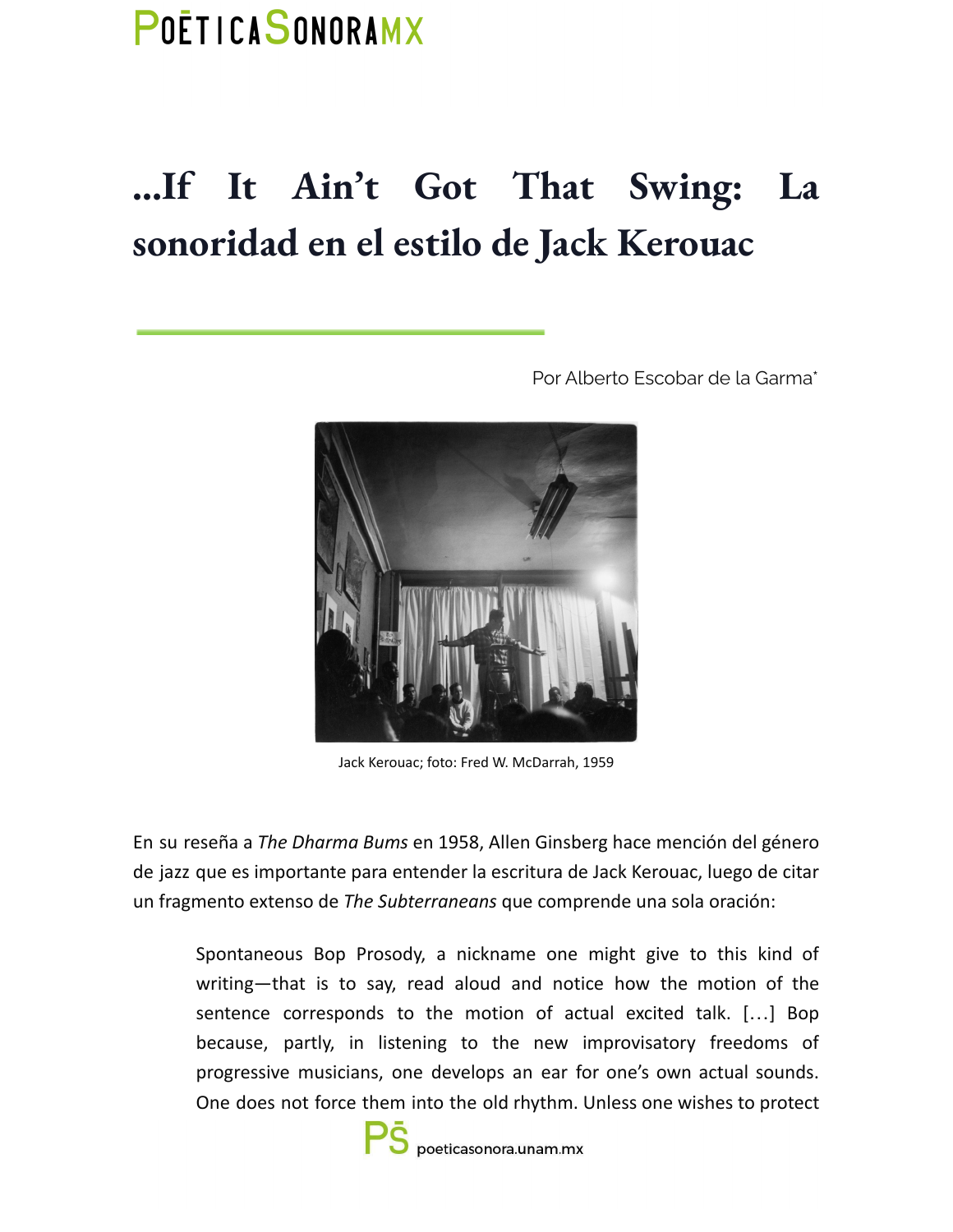# ...If It Ain't Got That Swing: La sonoridad en el estilo de Jack Kerouac

Por Alberto Escobar de la Garma*

Jack Kerouac; foto: Fred W. McDarrah, 1959

En su reseña a *The Dharma Bums* en 1958, Allen Ginsberg hace mención del género de jazz que es importante para entender la escritura de Jack Kerouac, luego de citar un fragmento extenso de *The Subterraneans* que comprende una sola oración:

> Spontaneous Bop Prosody, a nickname one might give to this kind of writing—that is to say, read aloud and notice how the motion of the sentence corresponds to the motion of actual excited talk. [...] Bop because, partly, in listening to the new improvisatory freedoms of progressive musicians, one develops an ear for one's own actual sounds. One does not force them into the old rhythm. Unless one wishes to protect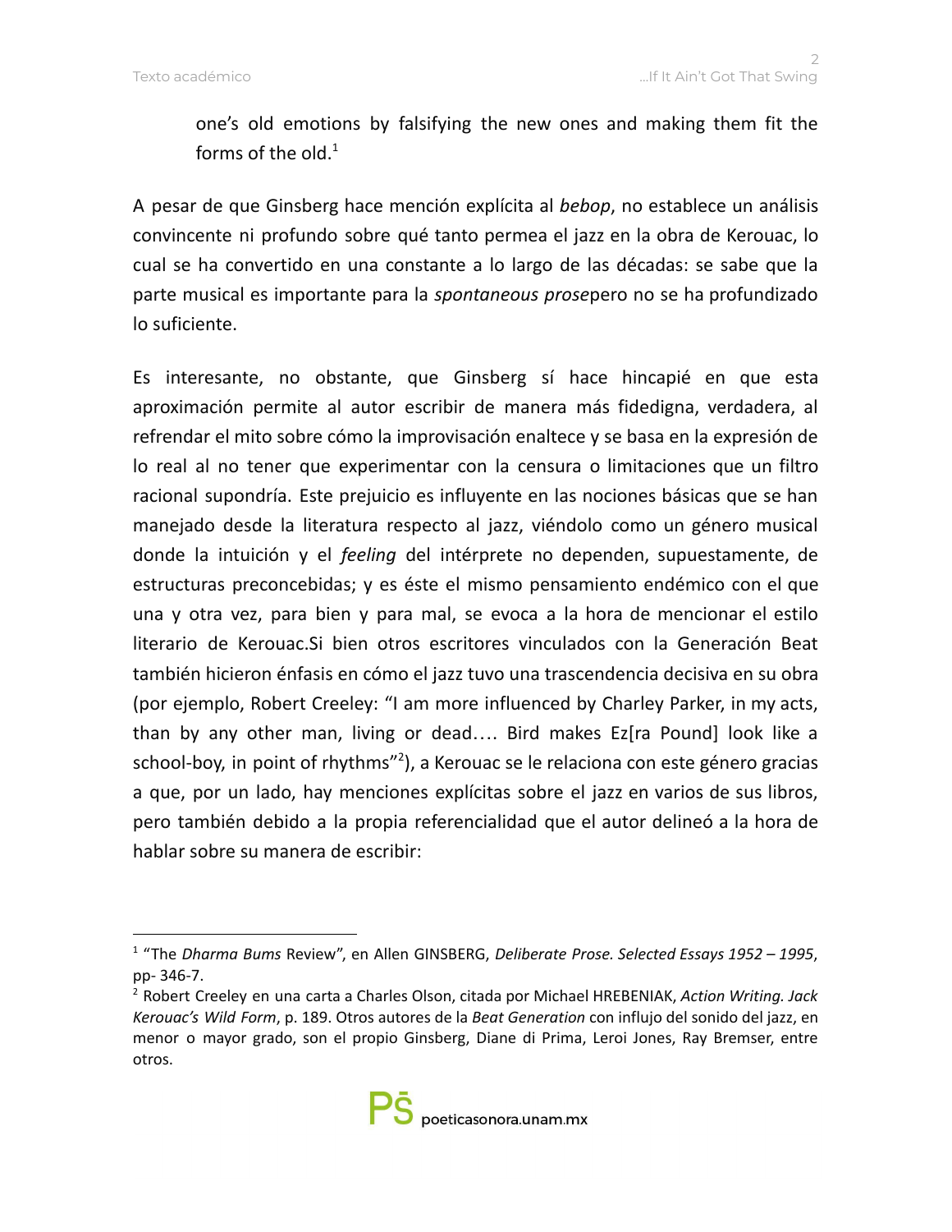one's old emotions by falsifying the new ones and making them fit the forms of the old.[1]

A pesar de que Ginsberg hace mención explícita al *bebop*, no establece un análisis convincente ni profundo sobre qué tanto permea el jazz en la obra de Kerouac, lo cual se ha convertido en una constante a lo largo de las décadas: se sabe que la parte musical es importante para la *spontaneous prose*pero no se ha profundizado lo suficiente.

Es interesante, no obstante, que Ginsberg sí hace hincapié en que esta aproximación permite al autor escribir de manera más fidedigna, verdadera, al refrendar el mito sobre cómo la improvisación enaltece y se basa en la expresión de lo real al no tener que experimentar con la censura o limitaciones que un filtro racional supondría. Este prejuicio es influyente en las nociones básicas que se han manejado desde la literatura respecto al jazz, viéndolo como un género musical donde la intuición y el *feeling* del intérprete no dependen, supuestamente, de estructuras preconcebidas; y es éste el mismo pensamiento endémico con el que una y otra vez, para bien y para mal, se evoca a la hora de mencionar el estilo literario de Kerouac.Si bien otros escritores vinculados con la Generación Beat también hicieron énfasis en cómo el jazz tuvo una trascendencia decisiva en su obra (por ejemplo, Robert Creeley: "I am more influenced by Charley Parker, in my acts, than by any other man, living or dead…. Bird makes Ez[ra Pound] look like a school-boy, in point of rhythms"[2]), a Kerouac se le relaciona con este género gracias a que, por un lado, hay menciones explícitas sobre el jazz en varios de sus libros, pero también debido a la propia referencialidad que el autor delineó a la hora de hablar sobre su manera de escribir:

---

[1] "The *Dharma Bums* Review", en Allen GINSBERG, *Deliberate Prose. Selected Essays 1952 – 1995*, pp- 346-7.

[2] Robert Creeley en una carta a Charles Olson, citada por Michael HREBENIAK, *Action Writing. Jack Kerouac's Wild Form*, p. 189. Otros autores de la *Beat Generation* con influjo del sonido del jazz, en menor o mayor grado, son el propio Ginsberg, Diane di Prima, Leroi Jones, Ray Bremser, entre otros.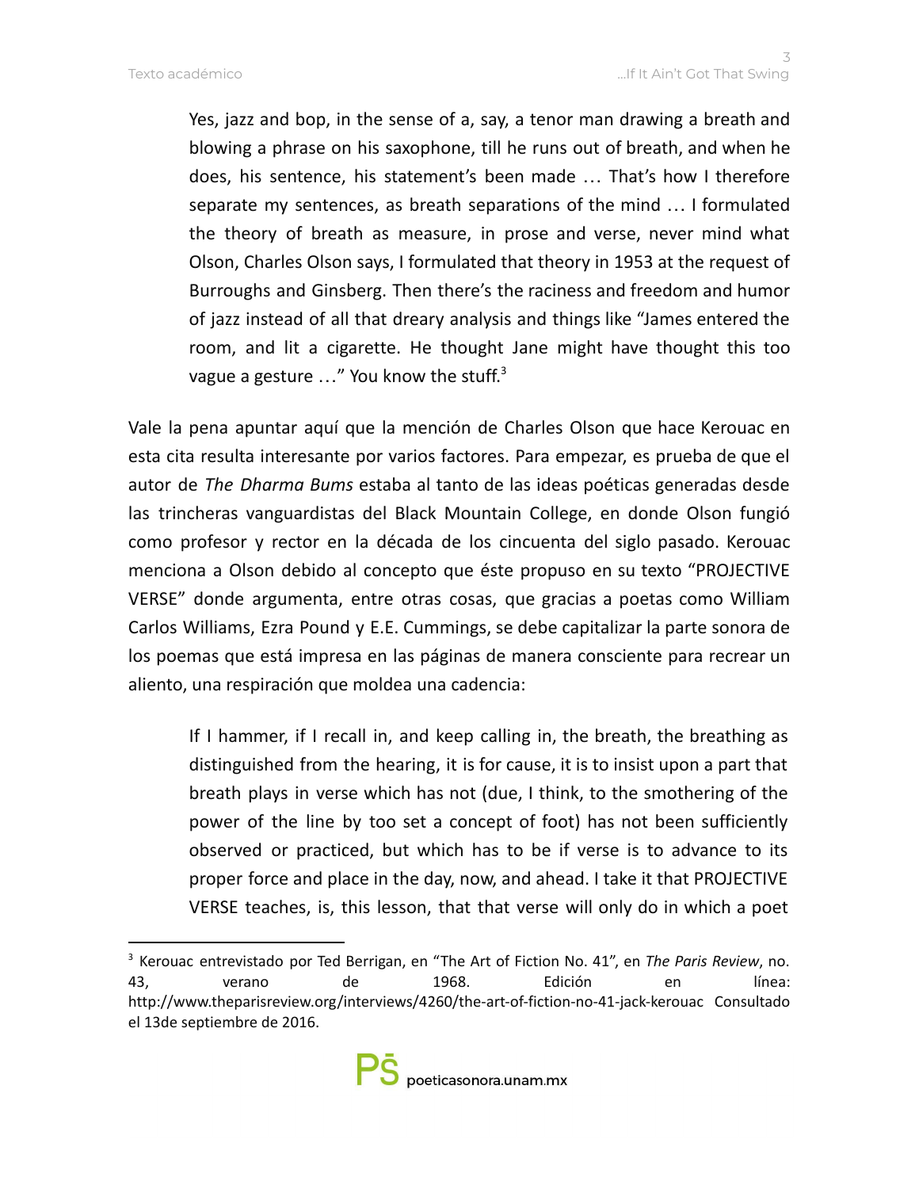> Yes, jazz and bop, in the sense of a, say, a tenor man drawing a breath and blowing a phrase on his saxophone, till he runs out of breath, and when he does, his sentence, his statement's been made … That's how I therefore separate my sentences, as breath separations of the mind … I formulated the theory of breath as measure, in prose and verse, never mind what Olson, Charles Olson says, I formulated that theory in 1953 at the request of Burroughs and Ginsberg. Then there's the raciness and freedom and humor of jazz instead of all that dreary analysis and things like "James entered the room, and lit a cigarette. He thought Jane might have thought this too vague a gesture …" You know the stuff.[3]

Vale la pena apuntar aquí que la mención de Charles Olson que hace Kerouac en esta cita resulta interesante por varios factores. Para empezar, es prueba de que el autor de *The Dharma Bums* estaba al tanto de las ideas poéticas generadas desde las trincheras vanguardistas del Black Mountain College, en donde Olson fungió como profesor y rector en la década de los cincuenta del siglo pasado. Kerouac menciona a Olson debido al concepto que éste propuso en su texto "PROJECTIVE VERSE" donde argumenta, entre otras cosas, que gracias a poetas como William Carlos Williams, Ezra Pound y E.E. Cummings, se debe capitalizar la parte sonora de los poemas que está impresa en las páginas de manera consciente para recrear un aliento, una respiración que moldea una cadencia:

> If I hammer, if I recall in, and keep calling in, the breath, the breathing as distinguished from the hearing, it is for cause, it is to insist upon a part that breath plays in verse which has not (due, I think, to the smothering of the power of the line by too set a concept of foot) has not been sufficiently observed or practiced, but which has to be if verse is to advance to its proper force and place in the day, now, and ahead. I take it that PROJECTIVE VERSE teaches, is, this lesson, that that verse will only do in which a poet

---

[3] Kerouac entrevistado por Ted Berrigan, en "The Art of Fiction No. 41", en *The Paris Review*, no. 43, verano de 1968. Edición en línea: http://www.theparisreview.org/interviews/4260/the-art-of-fiction-no-41-jack-kerouac Consultado el 13de septiembre de 2016.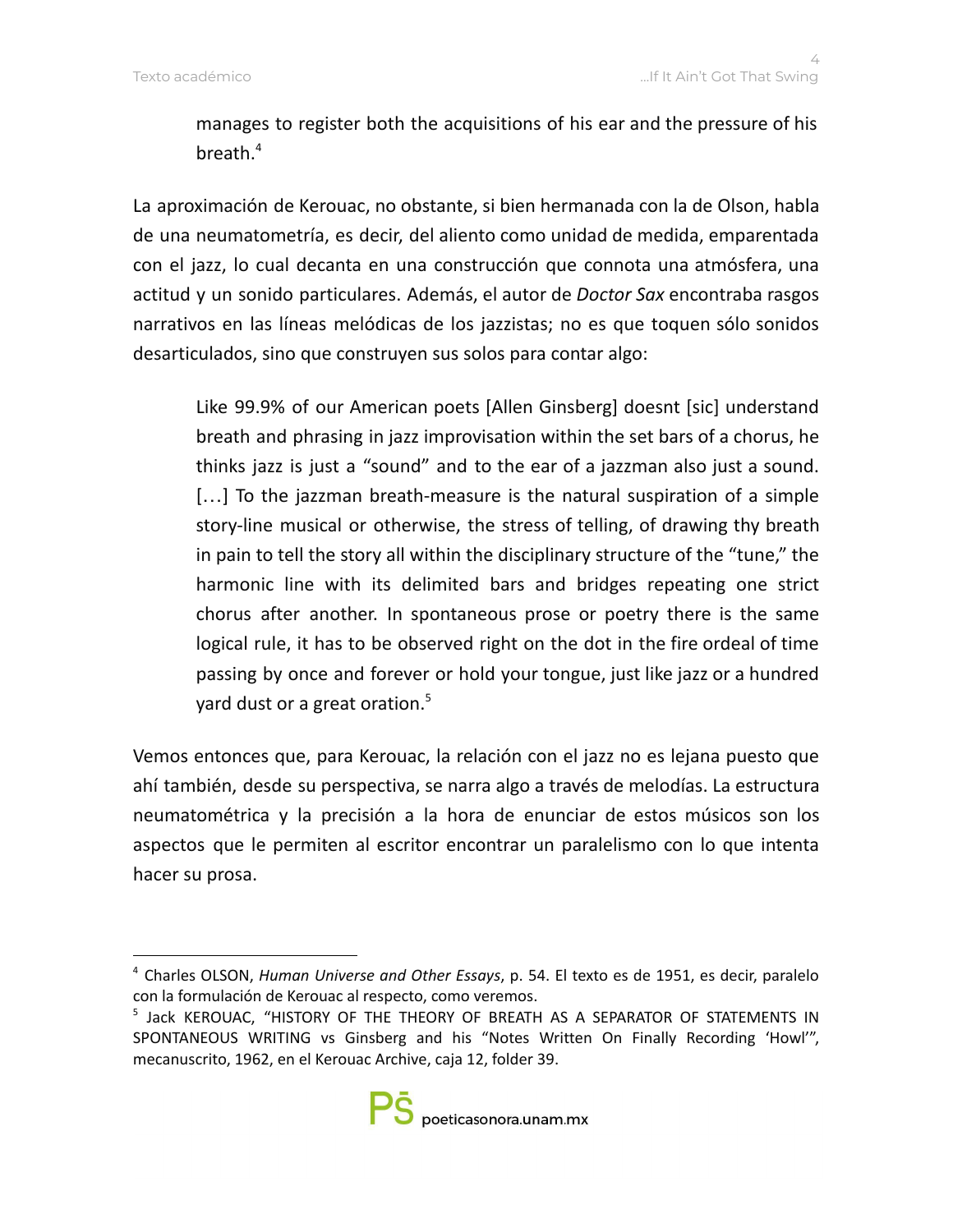> manages to register both the acquisitions of his ear and the pressure of his breath.[4]

La aproximación de Kerouac, no obstante, si bien hermanada con la de Olson, habla de una neumatometría, es decir, del aliento como unidad de medida, emparentada con el jazz, lo cual decanta en una construcción que connota una atmósfera, una actitud y un sonido particulares. Además, el autor de *Doctor Sax* encontraba rasgos narrativos en las líneas melódicas de los jazzistas; no es que toquen sólo sonidos desarticulados, sino que construyen sus solos para contar algo:

> Like 99.9% of our American poets [Allen Ginsberg] doesnt [sic] understand breath and phrasing in jazz improvisation within the set bars of a chorus, he thinks jazz is just a "sound" and to the ear of a jazzman also just a sound. [...] To the jazzman breath-measure is the natural suspiration of a simple story-line musical or otherwise, the stress of telling, of drawing thy breath in pain to tell the story all within the disciplinary structure of the "tune," the harmonic line with its delimited bars and bridges repeating one strict chorus after another. In spontaneous prose or poetry there is the same logical rule, it has to be observed right on the dot in the fire ordeal of time passing by once and forever or hold your tongue, just like jazz or a hundred yard dust or a great oration.[5]

Vemos entonces que, para Kerouac, la relación con el jazz no es lejana puesto que ahí también, desde su perspectiva, se narra algo a través de melodías. La estructura neumatométrica y la precisión a la hora de enunciar de estos músicos son los aspectos que le permiten al escritor encontrar un paralelismo con lo que intenta hacer su prosa.

---

[4] Charles OLSON, *Human Universe and Other Essays*, p. 54. El texto es de 1951, es decir, paralelo con la formulación de Kerouac al respecto, como veremos.

[5] Jack KEROUAC, "HISTORY OF THE THEORY OF BREATH AS A SEPARATOR OF STATEMENTS IN SPONTANEOUS WRITING vs Ginsberg and his "Notes Written On Finally Recording 'Howl'", mecanuscrito, 1962, en el Kerouac Archive, caja 12, folder 39.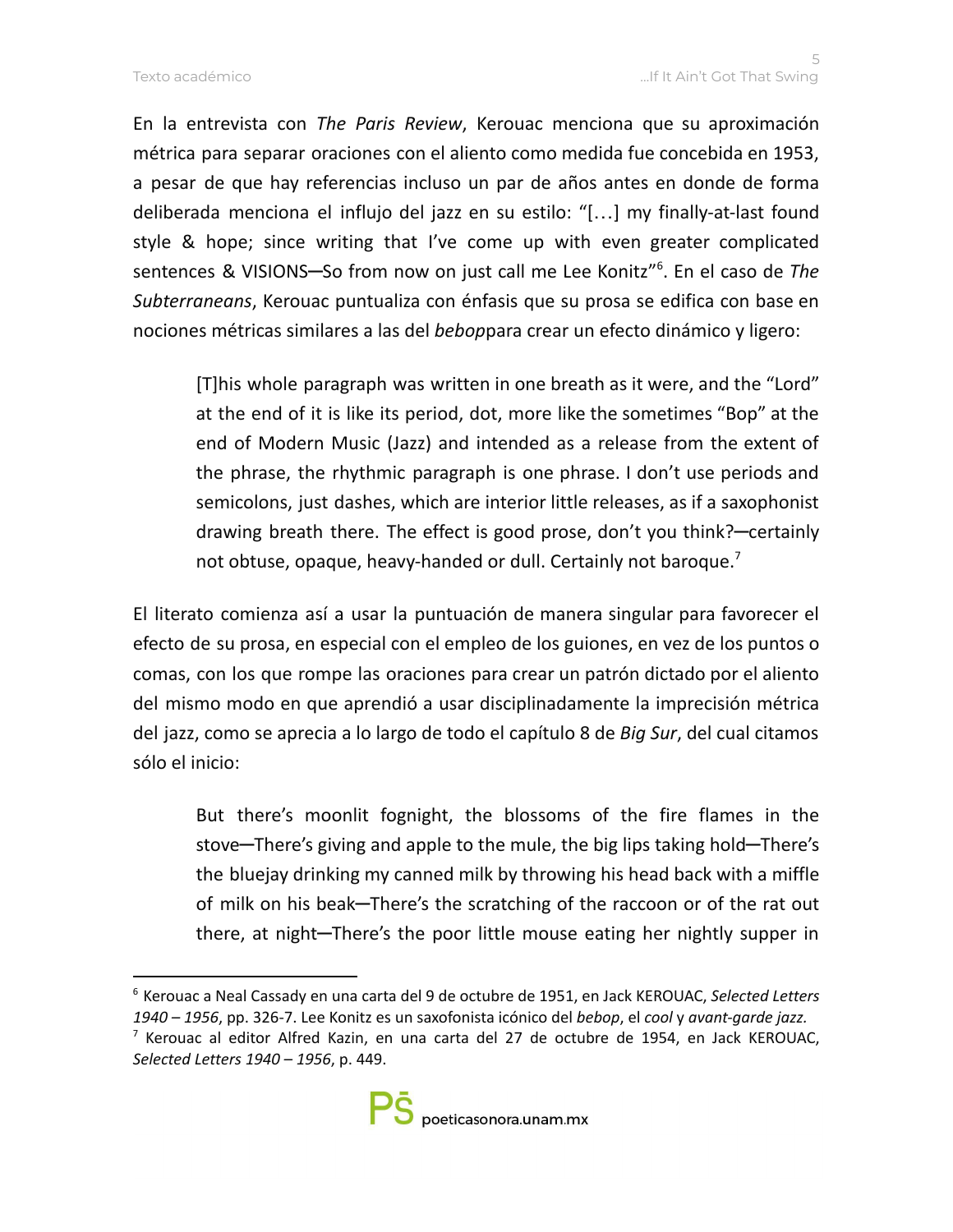En la entrevista con *The Paris Review*, Kerouac menciona que su aproximación métrica para separar oraciones con el aliento como medida fue concebida en 1953, a pesar de que hay referencias incluso un par de años antes en donde de forma deliberada menciona el influjo del jazz en su estilo: "[…] my finally-at-last found style & hope; since writing that I've come up with even greater complicated sentences & VISIONS—So from now on just call me Lee Konitz"[6]. En el caso de *The Subterraneans*, Kerouac puntualiza con énfasis que su prosa se edifica con base en nociones métricas similares a las del *bebop*para crear un efecto dinámico y ligero:

> [T]his whole paragraph was written in one breath as it were, and the "Lord" at the end of it is like its period, dot, more like the sometimes "Bop" at the end of Modern Music (Jazz) and intended as a release from the extent of the phrase, the rhythmic paragraph is one phrase. I don't use periods and semicolons, just dashes, which are interior little releases, as if a saxophonist drawing breath there. The effect is good prose, don't you think?—certainly not obtuse, opaque, heavy-handed or dull. Certainly not baroque.[7]

El literato comienza así a usar la puntuación de manera singular para favorecer el efecto de su prosa, en especial con el empleo de los guiones, en vez de los puntos o comas, con los que rompe las oraciones para crear un patrón dictado por el aliento del mismo modo en que aprendió a usar disciplinadamente la imprecisión métrica del jazz, como se aprecia a lo largo de todo el capítulo 8 de *Big Sur*, del cual citamos sólo el inicio:

> But there's moonlit fognight, the blossoms of the fire flames in the stove—There's giving and apple to the mule, the big lips taking hold—There's the bluejay drinking my canned milk by throwing his head back with a miffle of milk on his beak—There's the scratching of the raccoon or of the rat out there, at night—There's the poor little mouse eating her nightly supper in

---

[6] Kerouac a Neal Cassady en una carta del 9 de octubre de 1951, en Jack KEROUAC, *Selected Letters 1940 – 1956*, pp. 326-7. Lee Konitz es un saxofonista icónico del *bebop*, el *cool* y *avant-garde jazz*.

[7] Kerouac al editor Alfred Kazin, en una carta del 27 de octubre de 1954, en Jack KEROUAC, *Selected Letters 1940 – 1956*, p. 449.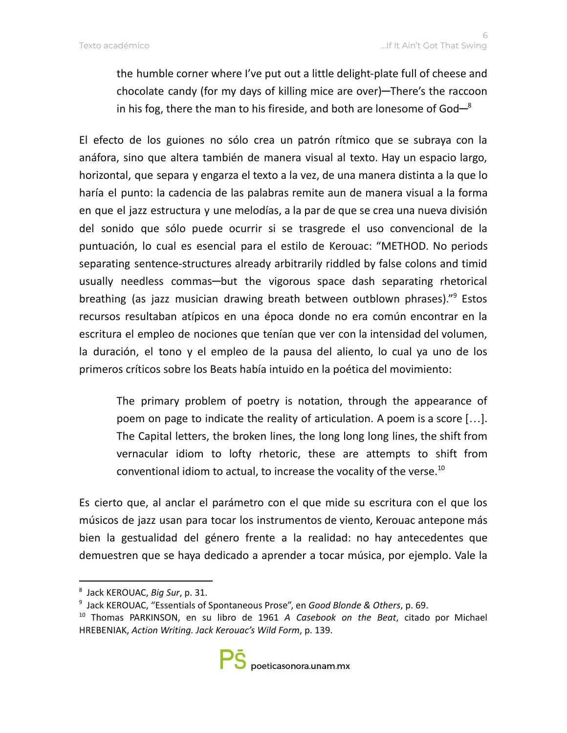> the humble corner where I've put out a little delight-plate full of cheese and chocolate candy (for my days of killing mice are over)—There's the raccoon in his fog, there the man to his fireside, and both are lonesome of God—[8]

El efecto de los guiones no sólo crea un patrón rítmico que se subraya con la anáfora, sino que altera también de manera visual al texto. Hay un espacio largo, horizontal, que separa y engarza el texto a la vez, de una manera distinta a la que lo haría el punto: la cadencia de las palabras remite aun de manera visual a la forma en que el jazz estructura y une melodías, a la par de que se crea una nueva división del sonido que sólo puede ocurrir si se trasgrede el uso convencional de la puntuación, lo cual es esencial para el estilo de Kerouac: "METHOD. No periods separating sentence-structures already arbitrarily riddled by false colons and timid usually needless commas—but the vigorous space dash separating rhetorical breathing (as jazz musician drawing breath between outblown phrases)."[9] Estos recursos resultaban atípicos en una época donde no era común encontrar en la escritura el empleo de nociones que tenían que ver con la intensidad del volumen, la duración, el tono y el empleo de la pausa del aliento, lo cual ya uno de los primeros críticos sobre los Beats había intuido en la poética del movimiento:

> The primary problem of poetry is notation, through the appearance of poem on page to indicate the reality of articulation. A poem is a score [...]. The Capital letters, the broken lines, the long long long lines, the shift from vernacular idiom to lofty rhetoric, these are attempts to shift from conventional idiom to actual, to increase the vocality of the verse.[10]

Es cierto que, al anclar el parámetro con el que mide su escritura con el que los músicos de jazz usan para tocar los instrumentos de viento, Kerouac antepone más bien la gestualidad del género frente a la realidad: no hay antecedentes que demuestren que se haya dedicado a aprender a tocar música, por ejemplo. Vale la

---

[8] Jack KEROUAC, *Big Sur*, p. 31.

[9] Jack KEROUAC, "Essentials of Spontaneous Prose", en *Good Blonde & Others*, p. 69.

[10] Thomas PARKINSON, en su libro de 1961 *A Casebook on the Beat*, citado por Michael HREBENIAK, *Action Writing. Jack Kerouac's Wild Form*, p. 139.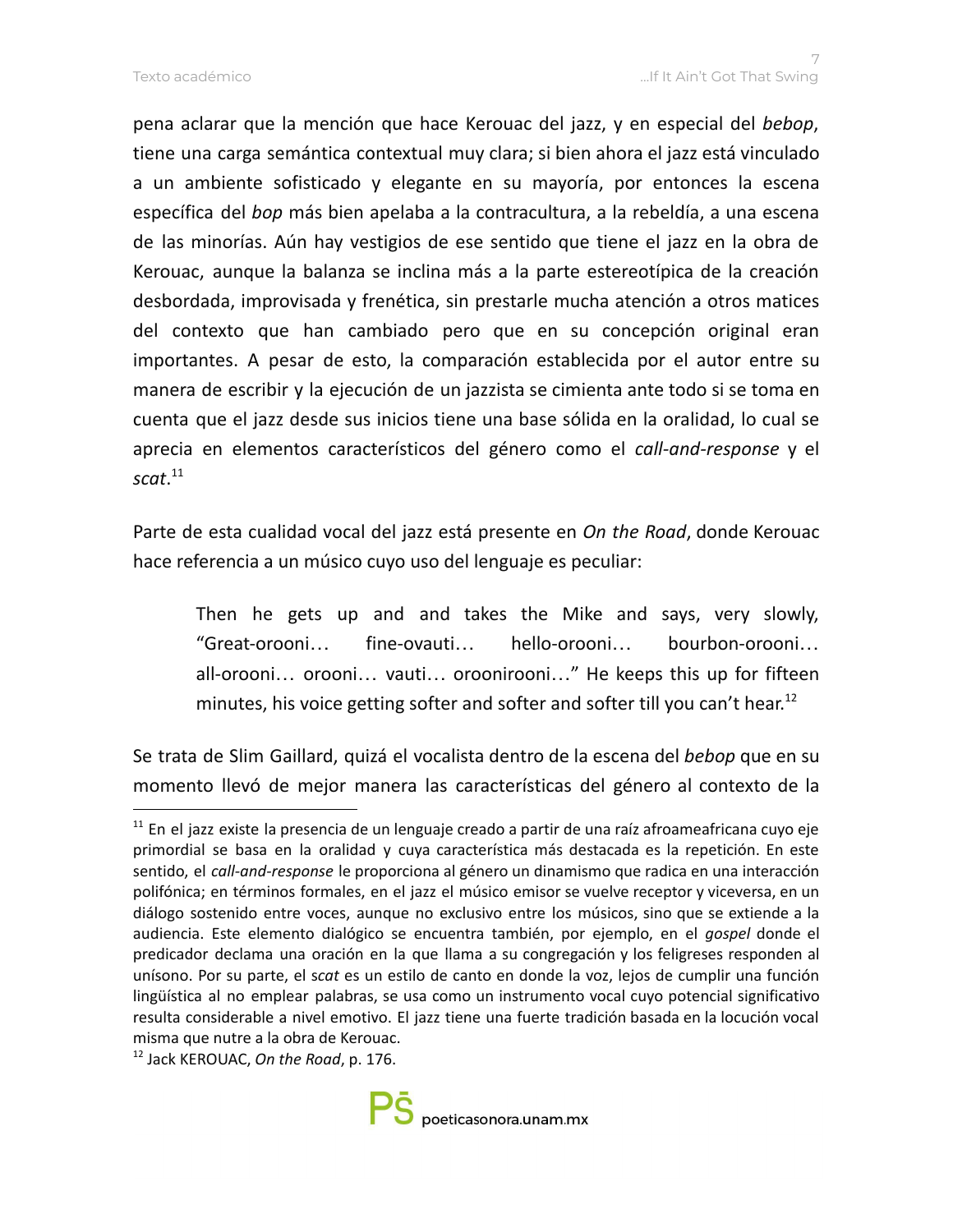pena aclarar que la mención que hace Kerouac del jazz, y en especial del *bebop*, tiene una carga semántica contextual muy clara; si bien ahora el jazz está vinculado a un ambiente sofisticado y elegante en su mayoría, por entonces la escena específica del *bop* más bien apelaba a la contracultura, a la rebeldía, a una escena de las minorías. Aún hay vestigios de ese sentido que tiene el jazz en la obra de Kerouac, aunque la balanza se inclina más a la parte estereotípica de la creación desbordada, improvisada y frenética, sin prestarle mucha atención a otros matices del contexto que han cambiado pero que en su concepción original eran importantes. A pesar de esto, la comparación establecida por el autor entre su manera de escribir y la ejecución de un jazzista se cimienta ante todo si se toma en cuenta que el jazz desde sus inicios tiene una base sólida en la oralidad, lo cual se aprecia en elementos característicos del género como el *call-and-response* y el *scat*.[11]

Parte de esta cualidad vocal del jazz está presente en *On the Road*, donde Kerouac hace referencia a un músico cuyo uso del lenguaje es peculiar:

> Then he gets up and and takes the Mike and says, very slowly, "Great-orooni… fine-ovauti… hello-orooni… bourbon-orooni… all-orooni… orooni… vauti… oroonirooni…" He keeps this up for fifteen minutes, his voice getting softer and softer and softer till you can't hear.[12]

Se trata de Slim Gaillard, quizá el vocalista dentro de la escena del *bebop* que en su momento llevó de mejor manera las características del género al contexto de la

---

[11] En el jazz existe la presencia de un lenguaje creado a partir de una raíz afroameafricana cuyo eje primordial se basa en la oralidad y cuya característica más destacada es la repetición. En este sentido, el *call-and-response* le proporciona al género un dinamismo que radica en una interacción polifónica; en términos formales, en el jazz el músico emisor se vuelve receptor y viceversa, en un diálogo sostenido entre voces, aunque no exclusivo entre los músicos, sino que se extiende a la audiencia. Este elemento dialógico se encuentra también, por ejemplo, en el *gospel* donde el predicador declama una oración en la que llama a su congregación y los feligreses responden al unísono. Por su parte, el s*cat* es un estilo de canto en donde la voz, lejos de cumplir una función lingüística al no emplear palabras, se usa como un instrumento vocal cuyo potencial significativo resulta considerable a nivel emotivo. El jazz tiene una fuerte tradición basada en la locución vocal misma que nutre a la obra de Kerouac.

[12] Jack KEROUAC, *On the Road*, p. 176.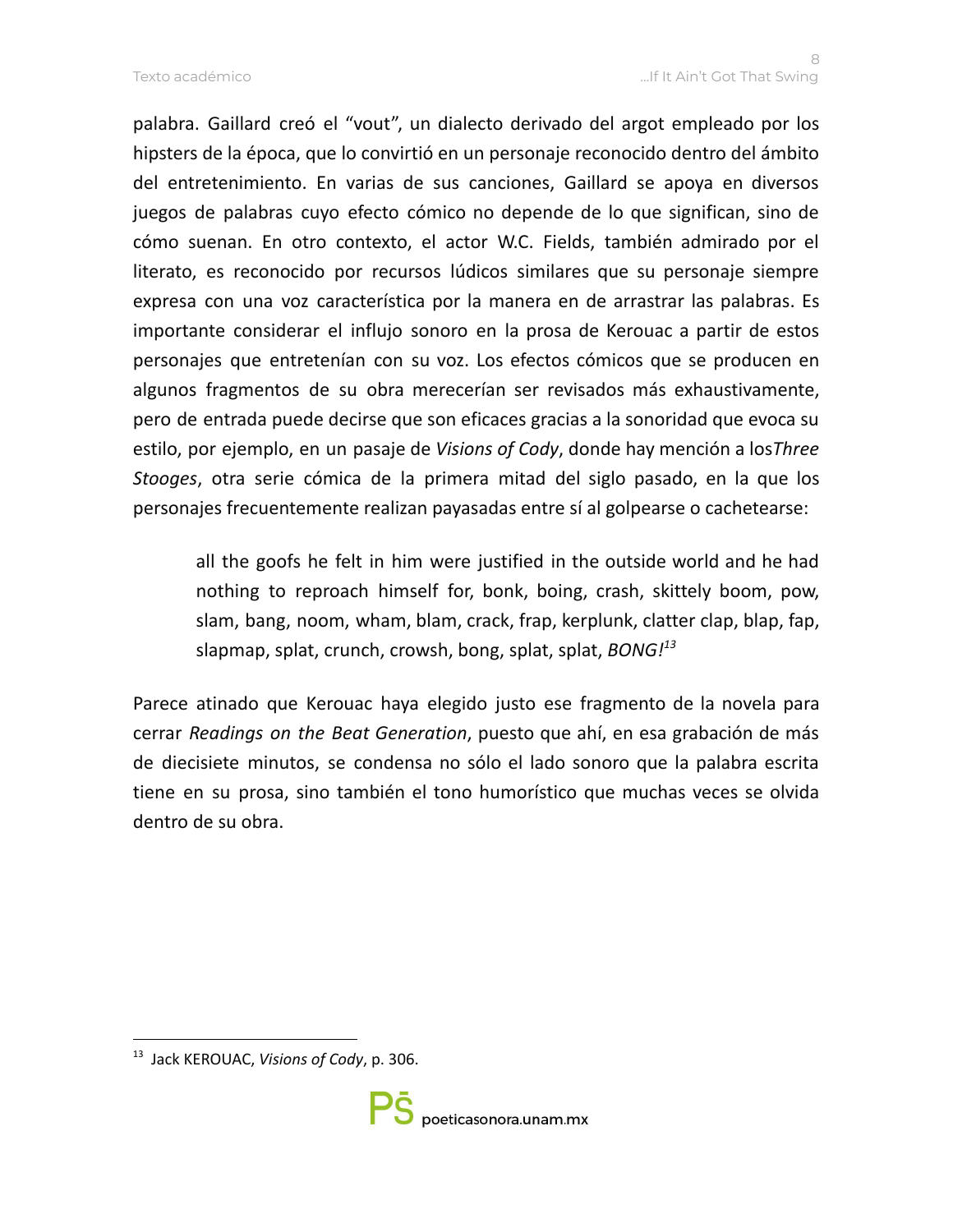palabra. Gaillard creó el "vout", un dialecto derivado del argot empleado por los hipsters de la época, que lo convirtió en un personaje reconocido dentro del ámbito del entretenimiento. En varias de sus canciones, Gaillard se apoya en diversos juegos de palabras cuyo efecto cómico no depende de lo que significan, sino de cómo suenan. En otro contexto, el actor W.C. Fields, también admirado por el literato, es reconocido por recursos lúdicos similares que su personaje siempre expresa con una voz característica por la manera en de arrastrar las palabras. Es importante considerar el influjo sonoro en la prosa de Kerouac a partir de estos personajes que entretenían con su voz. Los efectos cómicos que se producen en algunos fragmentos de su obra merecerían ser revisados más exhaustivamente, pero de entrada puede decirse que son eficaces gracias a la sonoridad que evoca su estilo, por ejemplo, en un pasaje de *Visions of Cody*, donde hay mención a los*Three Stooges*, otra serie cómica de la primera mitad del siglo pasado, en la que los personajes frecuentemente realizan payasadas entre sí al golpearse o cachetearse:

> all the goofs he felt in him were justified in the outside world and he had nothing to reproach himself for, bonk, boing, crash, skittely boom, pow, slam, bang, noom, wham, blam, crack, frap, kerplunk, clatter clap, blap, fap, slapmap, splat, crunch, crowsh, bong, splat, splat, *BONG!*[13]

Parece atinado que Kerouac haya elegido justo ese fragmento de la novela para cerrar *Readings on the Beat Generation*, puesto que ahí, en esa grabación de más de diecisiete minutos, se condensa no sólo el lado sonoro que la palabra escrita tiene en su prosa, sino también el tono humorístico que muchas veces se olvida dentro de su obra.

[13] Jack KEROUAC, *Visions of Cody*, p. 306.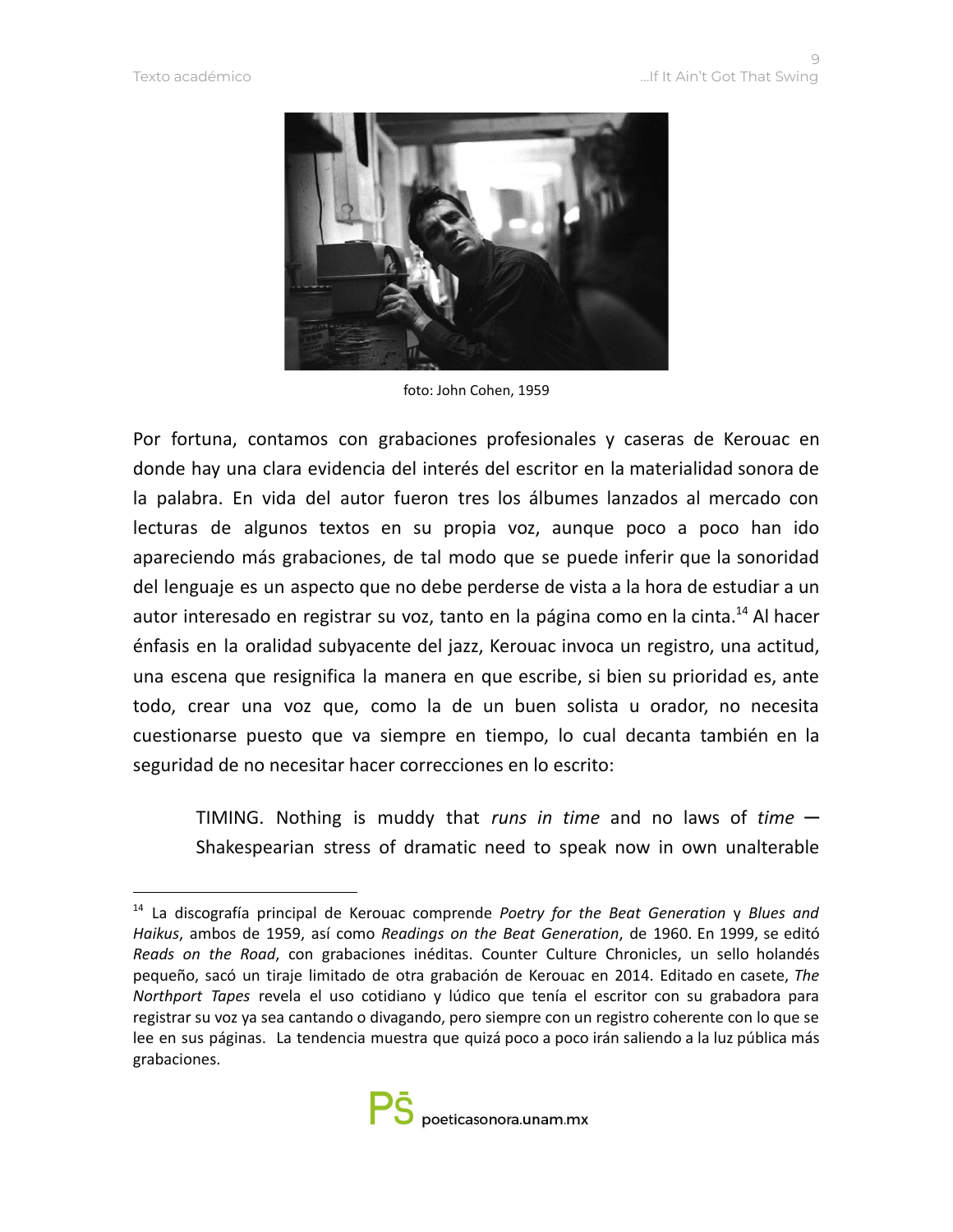foto: John Cohen, 1959

Por fortuna, contamos con grabaciones profesionales y caseras de Kerouac en donde hay una clara evidencia del interés del escritor en la materialidad sonora de la palabra. En vida del autor fueron tres los álbumes lanzados al mercado con lecturas de algunos textos en su propia voz, aunque poco a poco han ido apareciendo más grabaciones, de tal modo que se puede inferir que la sonoridad del lenguaje es un aspecto que no debe perderse de vista a la hora de estudiar a un autor interesado en registrar su voz, tanto en la página como en la cinta.[14] Al hacer énfasis en la oralidad subyacente del jazz, Kerouac invoca un registro, una actitud, una escena que resignifica la manera en que escribe, si bien su prioridad es, ante todo, crear una voz que, como la de un buen solista u orador, no necesita cuestionarse puesto que va siempre en tiempo, lo cual decanta también en la seguridad de no necesitar hacer correcciones en lo escrito:

> TIMING. Nothing is muddy that *runs in time* and no laws of *time* — Shakespearian stress of dramatic need to speak now in own unalterable

---

[14] La discografía principal de Kerouac comprende *Poetry for the Beat Generation* y *Blues and Haikus*, ambos de 1959, así como *Readings on the Beat Generation*, de 1960. En 1999, se editó *Reads on the Road*, con grabaciones inéditas. Counter Culture Chronicles, un sello holandés pequeño, sacó un tiraje limitado de otra grabación de Kerouac en 2014. Editado en casete, *The Northport Tapes* revela el uso cotidiano y lúdico que tenía el escritor con su grabadora para registrar su voz ya sea cantando o divagando, pero siempre con un registro coherente con lo que se lee en sus páginas. La tendencia muestra que quizá poco a poco irán saliendo a la luz pública más grabaciones.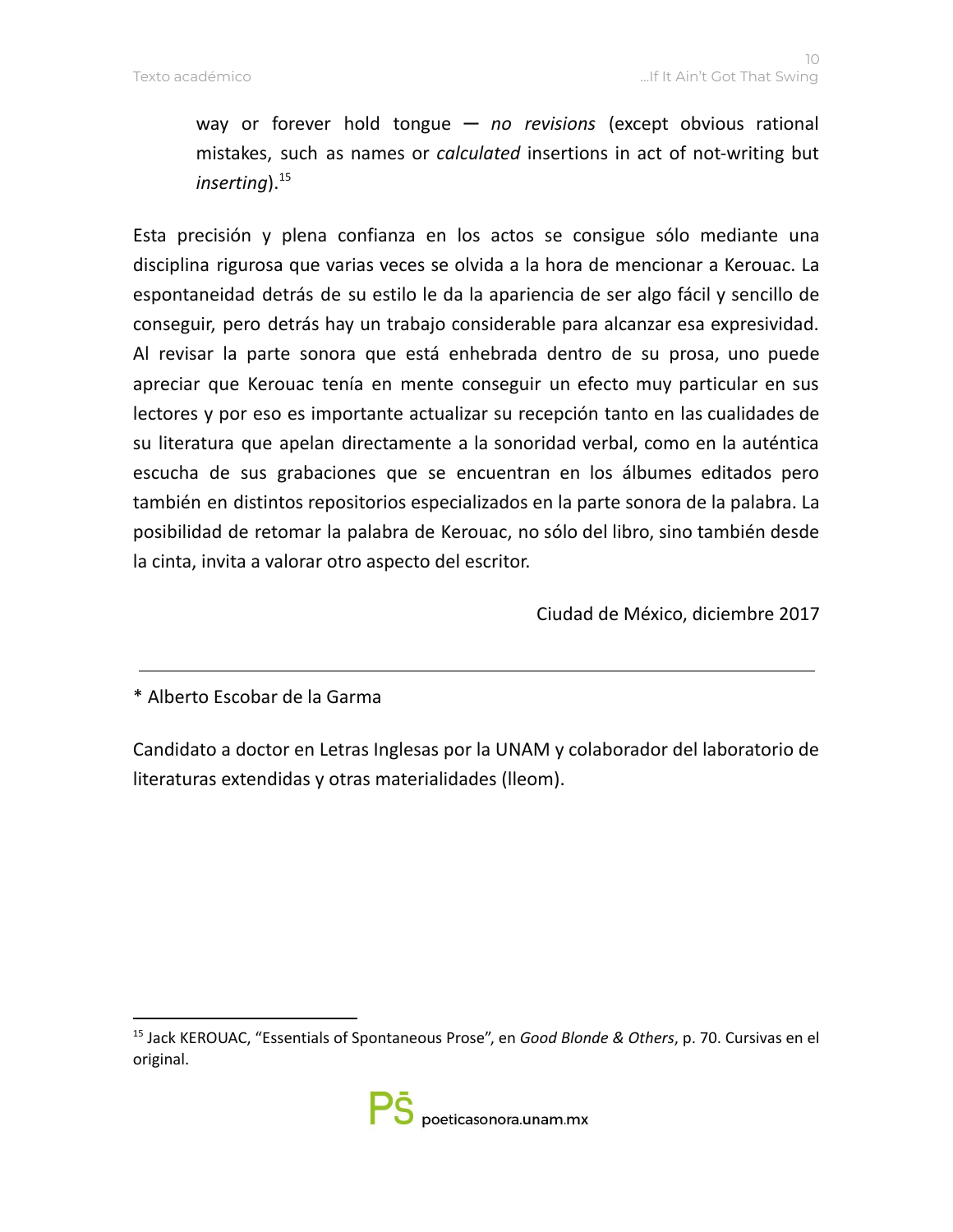> way or forever hold tongue — *no revisions* (except obvious rational mistakes, such as names or *calculated* insertions in act of not-writing but *inserting*).[15]

Esta precisión y plena confianza en los actos se consigue sólo mediante una disciplina rigurosa que varias veces se olvida a la hora de mencionar a Kerouac. La espontaneidad detrás de su estilo le da la apariencia de ser algo fácil y sencillo de conseguir, pero detrás hay un trabajo considerable para alcanzar esa expresividad. Al revisar la parte sonora que está enhebrada dentro de su prosa, uno puede apreciar que Kerouac tenía en mente conseguir un efecto muy particular en sus lectores y por eso es importante actualizar su recepción tanto en las cualidades de su literatura que apelan directamente a la sonoridad verbal, como en la auténtica escucha de sus grabaciones que se encuentran en los álbumes editados pero también en distintos repositorios especializados en la parte sonora de la palabra. La posibilidad de retomar la palabra de Kerouac, no sólo del libro, sino también desde la cinta, invita a valorar otro aspecto del escritor.

Ciudad de México, diciembre 2017

---

* Alberto Escobar de la Garma

Candidato a doctor en Letras Inglesas por la UNAM y colaborador del laboratorio de literaturas extendidas y otras materialidades (lleom).

---

[15] Jack KEROUAC, "Essentials of Spontaneous Prose", en *Good Blonde & Others*, p. 70. Cursivas en el original.